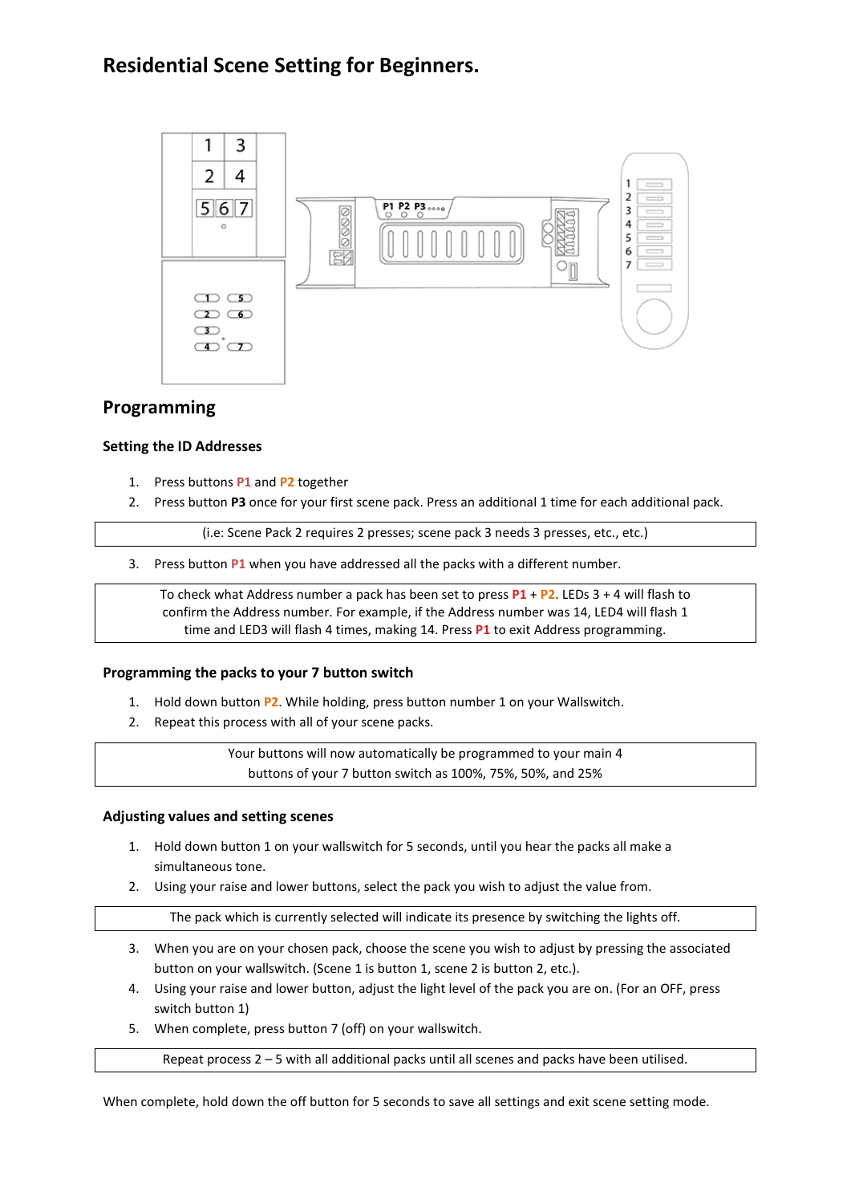# Residential Scene Setting for Beginners.

## Programming

### Setting the ID Addresses

1. Press buttons **P1** and **P2** together
2. Press button **P3** once for your first scene pack. Press an additional 1 time for each additional pack.

(i.e: Scene Pack 2 requires 2 presses; scene pack 3 needs 3 presses, etc., etc.)

3. Press button **P1** when you have addressed all the packs with a different number.

To check what Address number a pack has been set to press **P1** + **P2**. LEDs 3 + 4 will flash to confirm the Address number. For example, if the Address number was 14, LED4 will flash 1 time and LED3 will flash 4 times, making 14. Press **P1** to exit Address programming.

### Programming the packs to your 7 button switch

1. Hold down button **P2**. While holding, press button number 1 on your Wallswitch.
2. Repeat this process with all of your scene packs.

Your buttons will now automatically be programmed to your main 4 buttons of your 7 button switch as 100%, 75%, 50%, and 25%

### Adjusting values and setting scenes

1. Hold down button 1 on your wallswitch for 5 seconds, until you hear the packs all make a simultaneous tone.
2. Using your raise and lower buttons, select the pack you wish to adjust the value from.

The pack which is currently selected will indicate its presence by switching the lights off.

3. When you are on your chosen pack, choose the scene you wish to adjust by pressing the associated button on your wallswitch. (Scene 1 is button 1, scene 2 is button 2, etc.).
4. Using your raise and lower button, adjust the light level of the pack you are on. (For an OFF, press switch button 1)
5. When complete, press button 7 (off) on your wallswitch.

Repeat process 2 – 5 with all additional packs until all scenes and packs have been utilised.

When complete, hold down the off button for 5 seconds to save all settings and exit scene setting mode.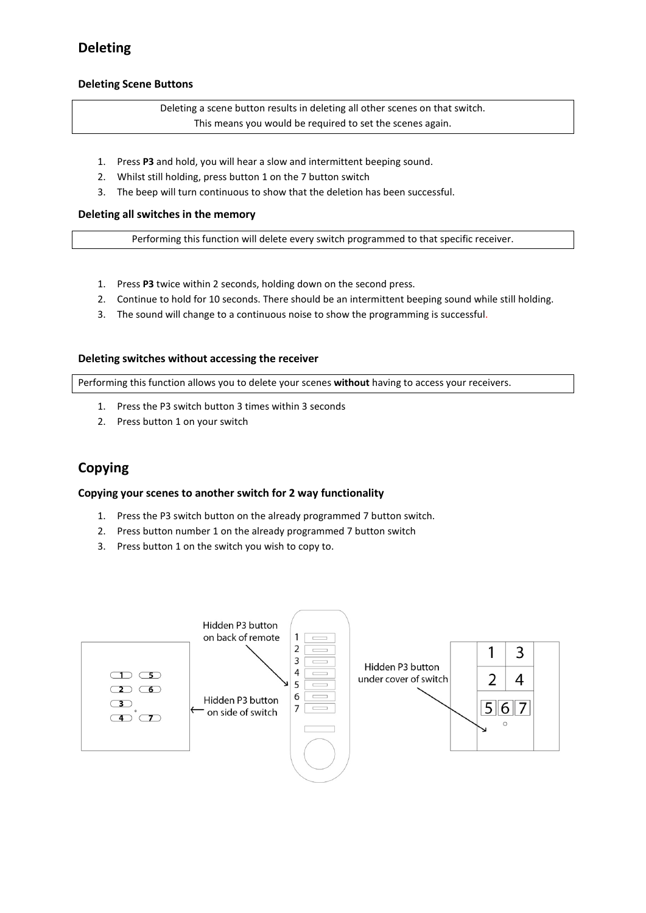# Deleting

### Deleting Scene Buttons

Deleting a scene button results in deleting all other scenes on that switch.
This means you would be required to set the scenes again.

1. Press **P3** and hold, you will hear a slow and intermittent beeping sound.
2. Whilst still holding, press button 1 on the 7 button switch
3. The beep will turn continuous to show that the deletion has been successful.

### Deleting all switches in the memory

Performing this function will delete every switch programmed to that specific receiver.

1. Press **P3** twice within 2 seconds, holding down on the second press.
2. Continue to hold for 10 seconds. There should be an intermittent beeping sound while still holding.
3. The sound will change to a continuous noise to show the programming is successful.

### Deleting switches without accessing the receiver

Performing this function allows you to delete your scenes **without** having to access your receivers.

1. Press the P3 switch button 3 times within 3 seconds
2. Press button 1 on your switch

# Copying

### Copying your scenes to another switch for 2 way functionality

1. Press the P3 switch button on the already programmed 7 button switch.
2. Press button number 1 on the already programmed 7 button switch
3. Press button 1 on the switch you wish to copy to.

Hidden P3 button on back of remote

Hidden P3 button on side of switch

Hidden P3 button under cover of switch